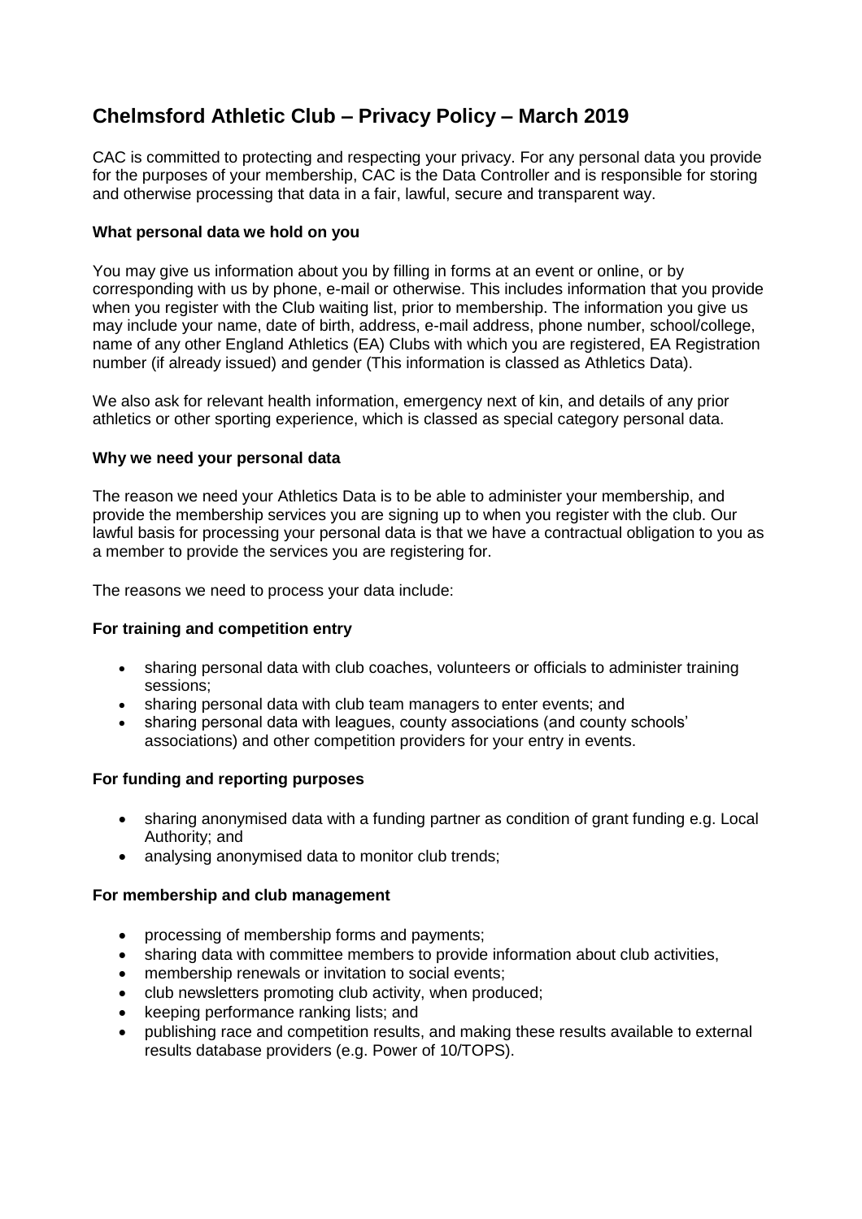# Chelmsford Athletic Club – Privacy Policy – March 2019

CAC is committed to protecting and respecting your privacy. For any personal data you provide for the purposes of your membership, CAC is the Data Controller and is responsible for storing and otherwise processing that data in a fair, lawful, secure and transparent way.

### What personal data we hold on you

You may give us information about you by filling in forms at an event or online, or by corresponding with us by phone, e-mail or otherwise. This includes information that you provide when you register with the Club waiting list, prior to membership. The information you give us may include your name, date of birth, address, e-mail address, phone number, school/college, name of any other England Athletics (EA) Clubs with which you are registered, EA Registration number (if already issued) and gender (This information is classed as Athletics Data).

We also ask for relevant health information, emergency next of kin, and details of any prior athletics or other sporting experience, which is classed as special category personal data.

### Why we need your personal data

The reason we need your Athletics Data is to be able to administer your membership, and provide the membership services you are signing up to when you register with the club. Our lawful basis for processing your personal data is that we have a contractual obligation to you as a member to provide the services you are registering for.

The reasons we need to process your data include:

### For training and competition entry

- sharing personal data with club coaches, volunteers or officials to administer training sessions;
- sharing personal data with club team managers to enter events; and
- sharing personal data with leagues, county associations (and county schools' associations) and other competition providers for your entry in events.

### For funding and reporting purposes

- sharing anonymised data with a funding partner as condition of grant funding e.g. Local Authority; and
- analysing anonymised data to monitor club trends;

### For membership and club management

- processing of membership forms and payments;
- sharing data with committee members to provide information about club activities,
- membership renewals or invitation to social events;
- club newsletters promoting club activity, when produced;
- keeping performance ranking lists; and
- publishing race and competition results, and making these results available to external results database providers (e.g. Power of 10/TOPS).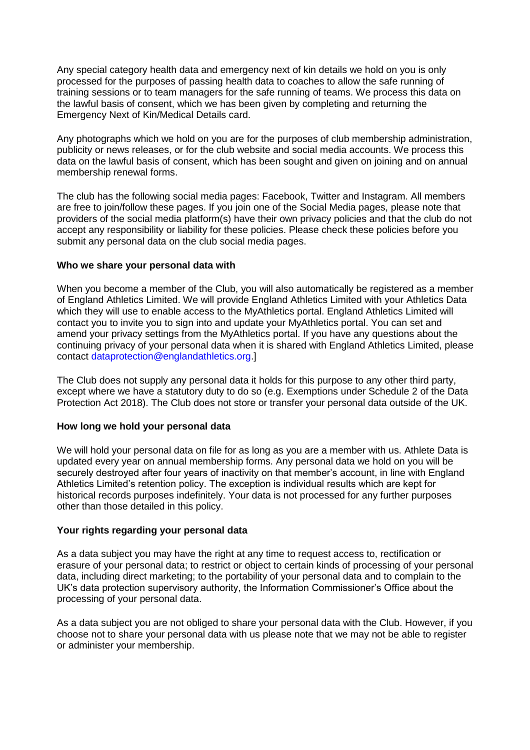Any special category health data and emergency next of kin details we hold on you is only processed for the purposes of passing health data to coaches to allow the safe running of training sessions or to team managers for the safe running of teams. We process this data on the lawful basis of consent, which we has been given by completing and returning the Emergency Next of Kin/Medical Details card.

Any photographs which we hold on you are for the purposes of club membership administration, publicity or news releases, or for the club website and social media accounts. We process this data on the lawful basis of consent, which has been sought and given on joining and on annual membership renewal forms.

The club has the following social media pages: Facebook, Twitter and Instagram. All members are free to join/follow these pages. If you join one of the Social Media pages, please note that providers of the social media platform(s) have their own privacy policies and that the club do not accept any responsibility or liability for these policies. Please check these policies before you submit any personal data on the club social media pages.

**Who we share your personal data with**

When you become a member of the Club, you will also automatically be registered as a member of England Athletics Limited. We will provide England Athletics Limited with your Athletics Data which they will use to enable access to the MyAthletics portal. England Athletics Limited will contact you to invite you to sign into and update your MyAthletics portal. You can set and amend your privacy settings from the MyAthletics portal. If you have any questions about the continuing privacy of your personal data when it is shared with England Athletics Limited, please contact dataprotection@englandathletics.org.]

The Club does not supply any personal data it holds for this purpose to any other third party, except where we have a statutory duty to do so (e.g. Exemptions under Schedule 2 of the Data Protection Act 2018). The Club does not store or transfer your personal data outside of the UK.

**How long we hold your personal data**

We will hold your personal data on file for as long as you are a member with us. Athlete Data is updated every year on annual membership forms. Any personal data we hold on you will be securely destroyed after four years of inactivity on that member's account, in line with England Athletics Limited's retention policy. The exception is individual results which are kept for historical records purposes indefinitely. Your data is not processed for any further purposes other than those detailed in this policy.

**Your rights regarding your personal data**

As a data subject you may have the right at any time to request access to, rectification or erasure of your personal data; to restrict or object to certain kinds of processing of your personal data, including direct marketing; to the portability of your personal data and to complain to the UK's data protection supervisory authority, the Information Commissioner's Office about the processing of your personal data.

As a data subject you are not obliged to share your personal data with the Club. However, if you choose not to share your personal data with us please note that we may not be able to register or administer your membership.